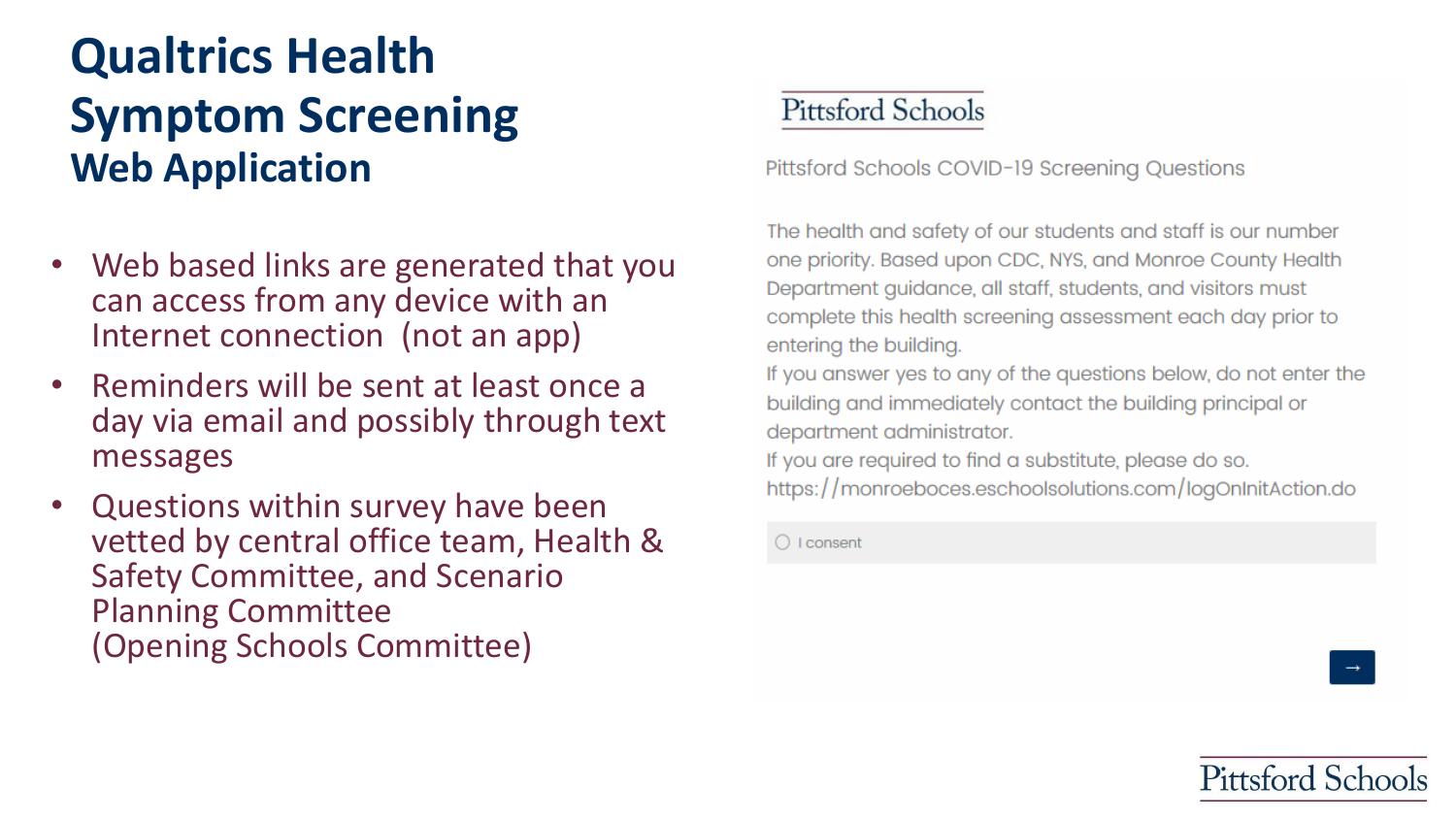# Qualtrics Health Symptom Screening

## Web Application

- Web based links are generated that you can access from any device with an Internet connection (not an app)
- Reminders will be sent at least once a day via email and possibly through text messages
- Questions within survey have been vetted by central office team, Health & Safety Committee, and Scenario Planning Committee (Opening Schools Committee)

Pittsford Schools

Pittsford Schools COVID-19 Screening Questions

The health and safety of our students and staff is our number one priority. Based upon CDC, NYS, and Monroe County Health Department guidance, all staff, students, and visitors must complete this health screening assessment each day prior to entering the building.

If you answer yes to any of the questions below, do not enter the building and immediately contact the building principal or department administrator.

If you are required to find a substitute, please do so.
https://monroeboces.eschoolsolutions.com/logOnInitAction.do

○ I consent

→

Pittsford Schools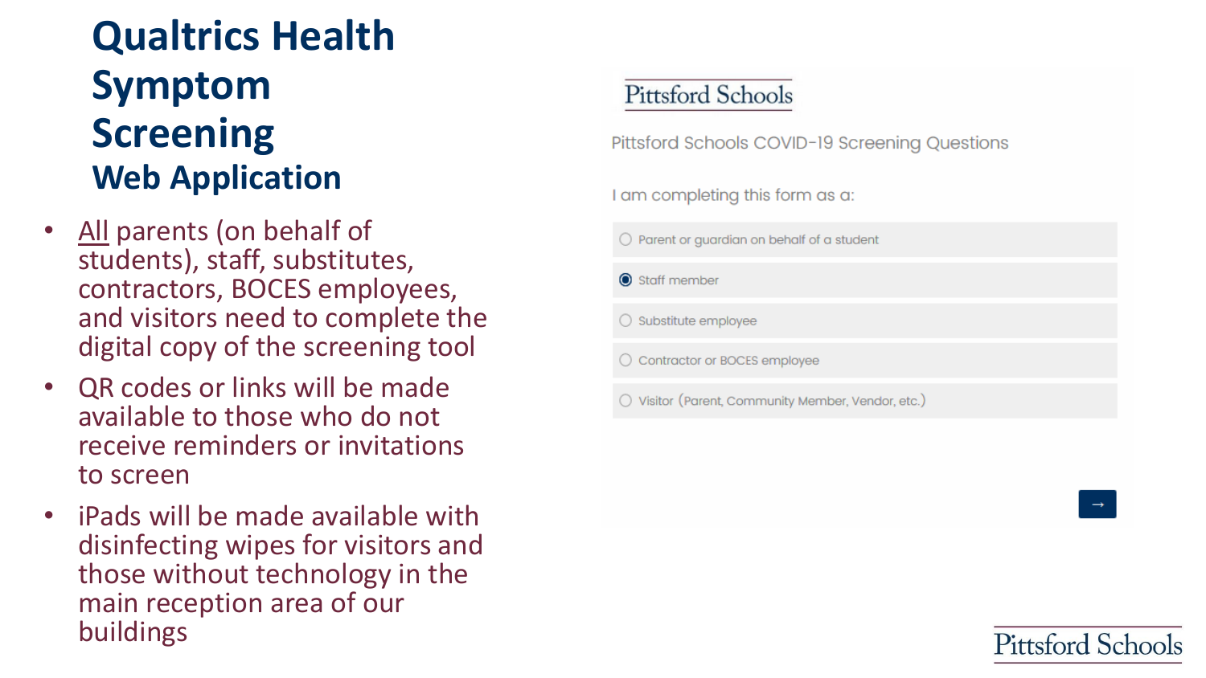# Qualtrics Health Symptom Screening

## Web Application

- All parents (on behalf of students), staff, substitutes, contractors, BOCES employees, and visitors need to complete the digital copy of the screening tool
- QR codes or links will be made available to those who do not receive reminders or invitations to screen
- iPads will be made available with disinfecting wipes for visitors and those without technology in the main reception area of our buildings

Pittsford Schools

Pittsford Schools COVID-19 Screening Questions

I am completing this form as a:

- ○ Parent or guardian on behalf of a student
- ● Staff member
- ○ Substitute employee
- ○ Contractor or BOCES employee
- ○ Visitor (Parent, Community Member, Vendor, etc.)

→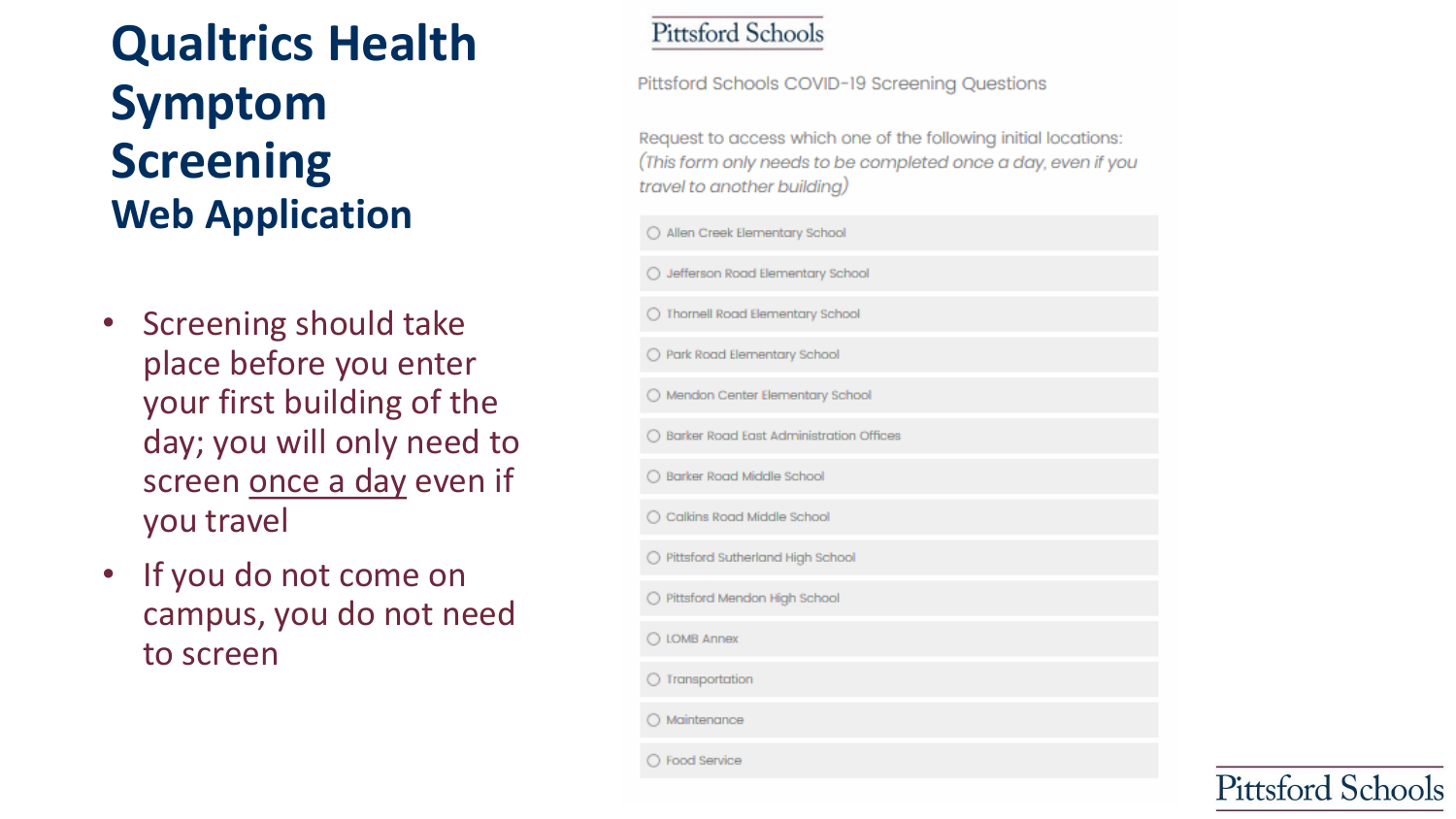# Qualtrics Health Symptom Screening

## Web Application

- Screening should take place before you enter your first building of the day; you will only need to screen <u>once a day</u> even if you travel
- If you do not come on campus, you do not need to screen

Pittsford Schools

Pittsford Schools COVID-19 Screening Questions

Request to access which one of the following initial locations:
*(This form only needs to be completed once a day, even if you travel to another building)*

- ○ Allen Creek Elementary School
- ○ Jefferson Road Elementary School
- ○ Thornell Road Elementary School
- ○ Park Road Elementary School
- ○ Mendon Center Elementary School
- ○ Barker Road East Administration Offices
- ○ Barker Road Middle School
- ○ Calkins Road Middle School
- ○ Pittsford Sutherland High School
- ○ Pittsford Mendon High School
- ○ LOMB Annex
- ○ Transportation
- ○ Maintenance
- ○ Food Service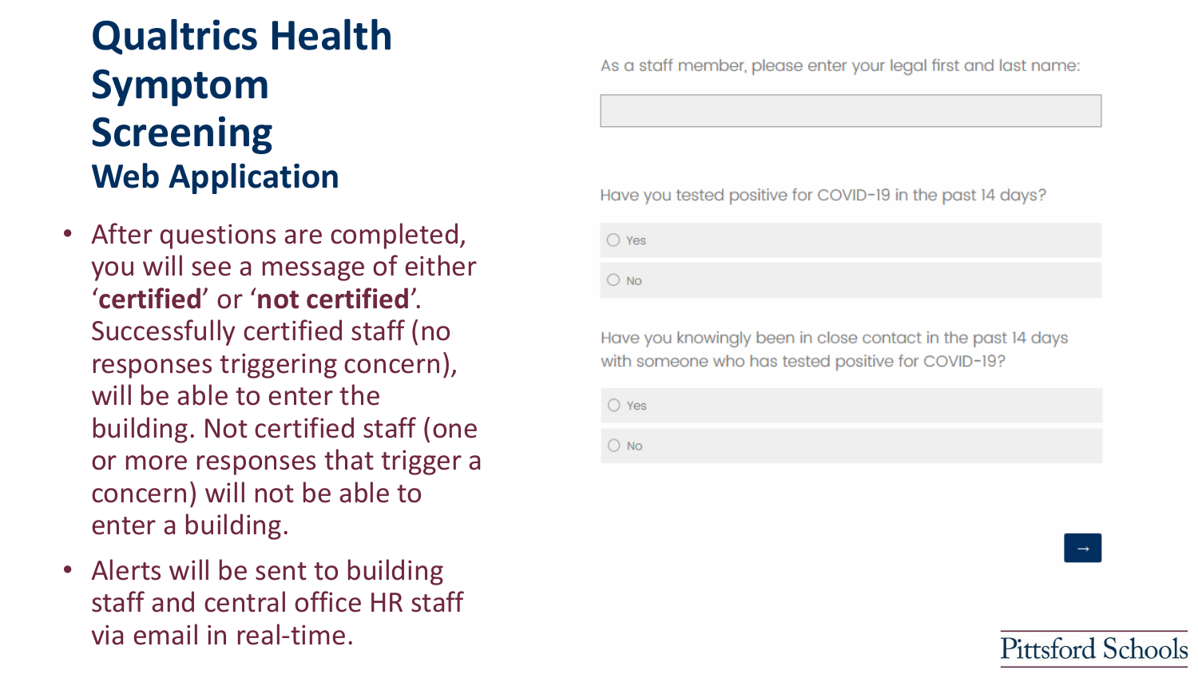# Qualtrics Health Symptom Screening

## Web Application

- After questions are completed, you will see a message of either '**certified**' or '**not certified**'. Successfully certified staff (no responses triggering concern), will be able to enter the building. Not certified staff (one or more responses that trigger a concern) will not be able to enter a building.
- Alerts will be sent to building staff and central office HR staff via email in real-time.

As a staff member, please enter your legal first and last name:

Have you tested positive for COVID-19 in the past 14 days?

- Yes
- No

Have you knowingly been in close contact in the past 14 days with someone who has tested positive for COVID-19?

- Yes
- No

→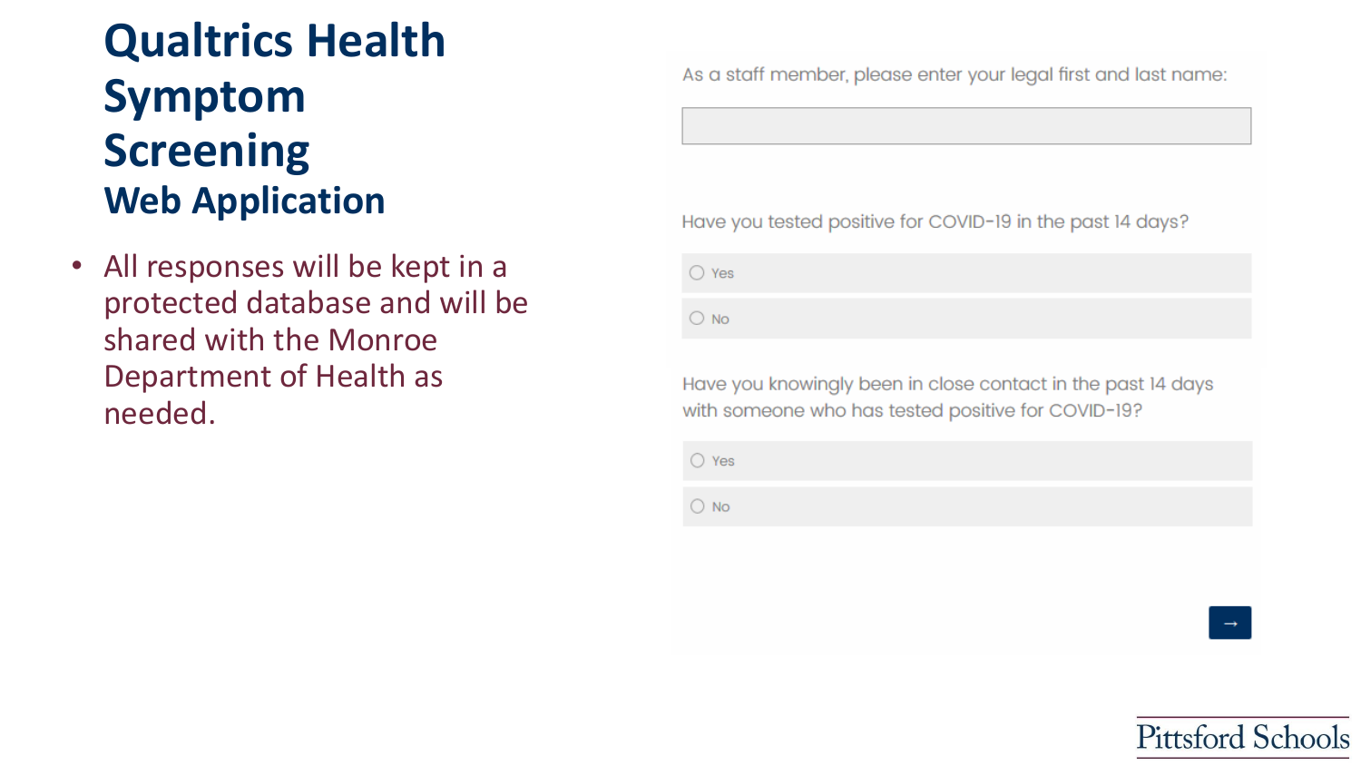# Qualtrics Health Symptom Screening

## Web Application

- All responses will be kept in a protected database and will be shared with the Monroe Department of Health as needed.

As a staff member, please enter your legal first and last name:

Have you tested positive for COVID-19 in the past 14 days?

- Yes
- No

Have you knowingly been in close contact in the past 14 days with someone who has tested positive for COVID-19?

- Yes
- No

→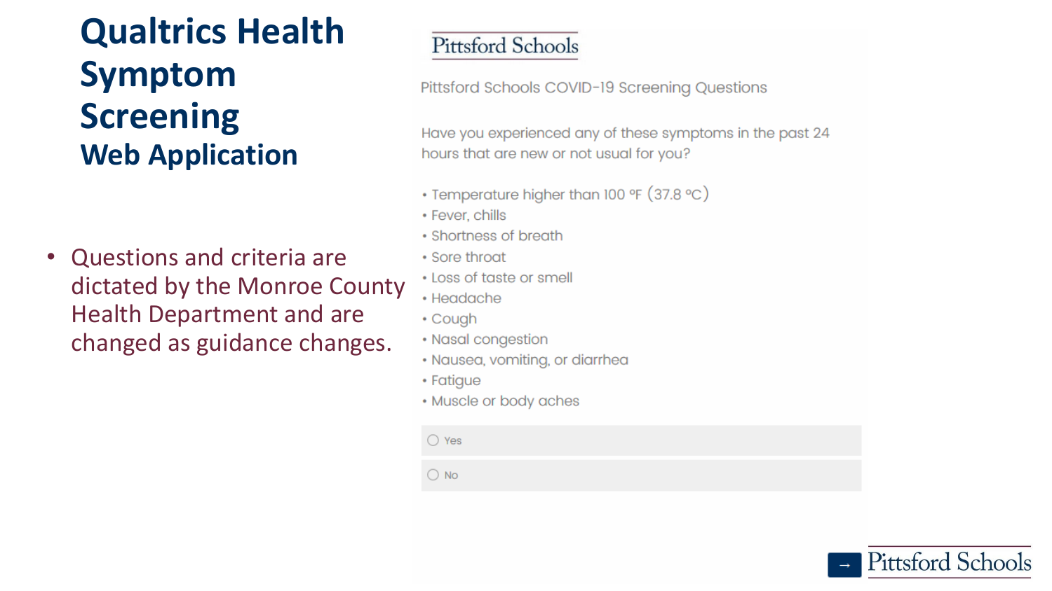# Qualtrics Health Symptom Screening

## Web Application

- Questions and criteria are dictated by the Monroe County Health Department and are changed as guidance changes.

Pittsford Schools

Pittsford Schools COVID-19 Screening Questions

Have you experienced any of these symptoms in the past 24 hours that are new or not usual for you?

- Temperature higher than 100 °F (37.8 °C)
- Fever, chills
- Shortness of breath
- Sore throat
- Loss of taste or smell
- Headache
- Cough
- Nasal congestion
- Nausea, vomiting, or diarrhea
- Fatigue
- Muscle or body aches

○ Yes

○ No

→ Pittsford Schools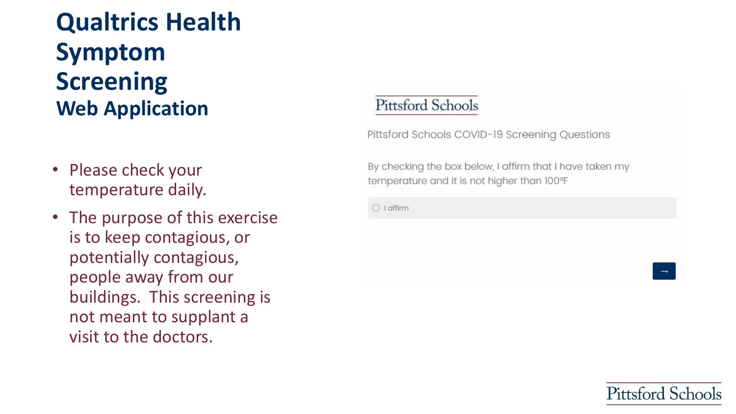# Qualtrics Health Symptom Screening

## Web Application

- Please check your temperature daily.
- The purpose of this exercise is to keep contagious, or potentially contagious, people away from our buildings. This screening is not meant to supplant a visit to the doctors.

Pittsford Schools

Pittsford Schools COVID-19 Screening Questions

By checking the box below, I affirm that I have taken my temperature and it is not higher than 100°F

- I affirm

→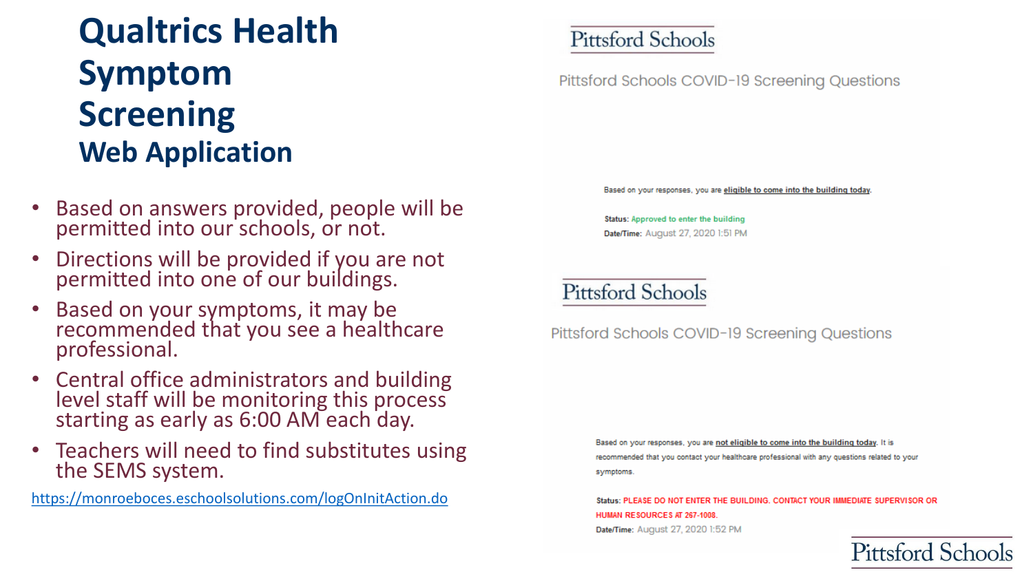# Qualtrics Health Symptom Screening

## Web Application

- Based on answers provided, people will be permitted into our schools, or not.
- Directions will be provided if you are not permitted into one of our buildings.
- Based on your symptoms, it may be recommended that you see a healthcare professional.
- Central office administrators and building level staff will be monitoring this process starting as early as 6:00 AM each day.
- Teachers will need to find substitutes using the SEMS system.

https://monroeboces.eschoolsolutions.com/logOnInitAction.do

Pittsford Schools

Pittsford Schools COVID-19 Screening Questions

Based on your responses, you are eligible to come into the building today.

**Status:** Approved to enter the building

**Date/Time:** August 27, 2020 1:51 PM

Pittsford Schools

Pittsford Schools COVID-19 Screening Questions

Based on your responses, you are not eligible to come into the building today. It is recommended that you contact your healthcare professional with any questions related to your symptoms.

**Status:** PLEASE DO NOT ENTER THE BUILDING. CONTACT YOUR IMMEDIATE SUPERVISOR OR HUMAN RESOURCES AT 267-1008.

**Date/Time:** August 27, 2020 1:52 PM